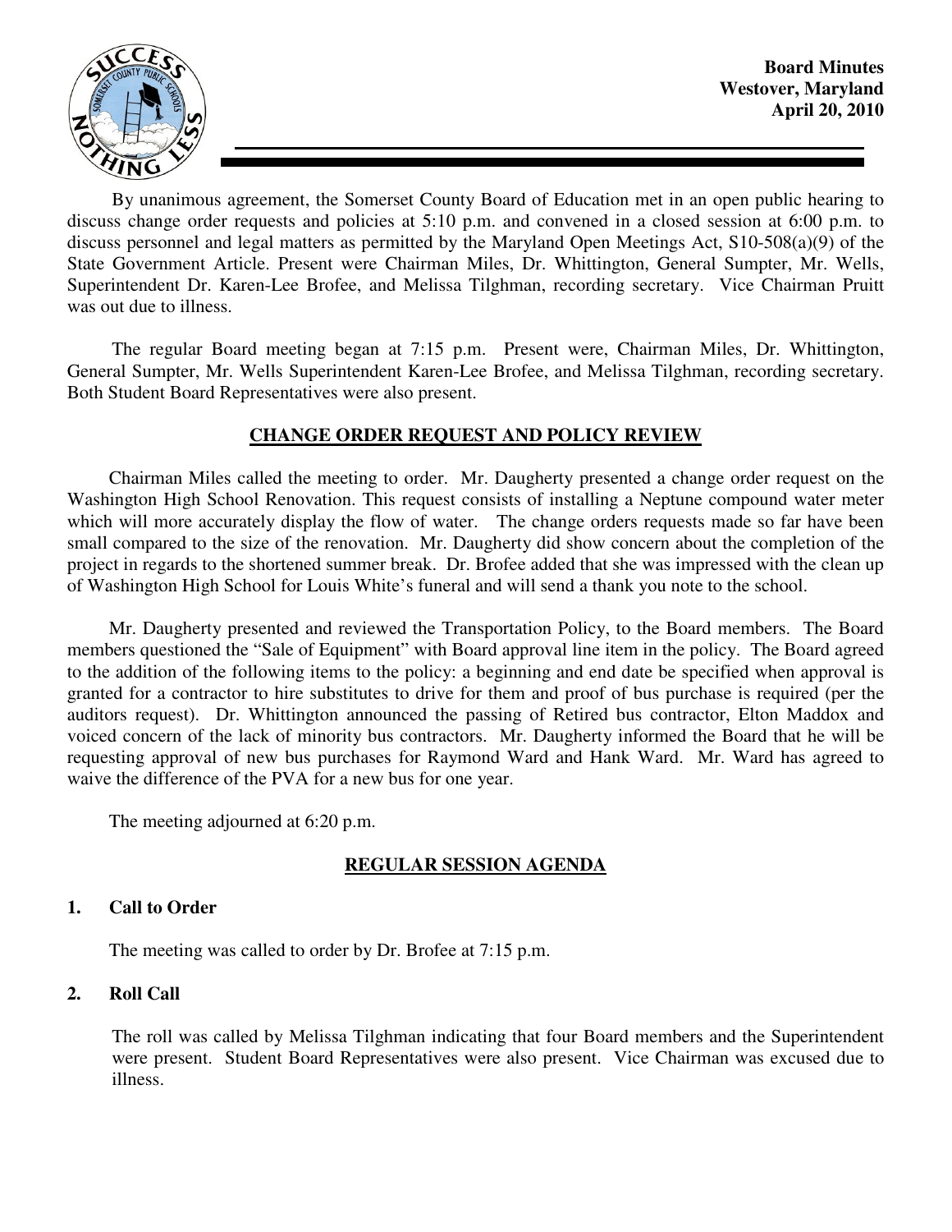**Board Minutes**
**Westover, Maryland**
**April 20, 2010**

By unanimous agreement, the Somerset County Board of Education met in an open public hearing to discuss change order requests and policies at 5:10 p.m. and convened in a closed session at 6:00 p.m. to discuss personnel and legal matters as permitted by the Maryland Open Meetings Act, S10-508(a)(9) of the State Government Article. Present were Chairman Miles, Dr. Whittington, General Sumpter, Mr. Wells, Superintendent Dr. Karen-Lee Brofee, and Melissa Tilghman, recording secretary. Vice Chairman Pruitt was out due to illness.

The regular Board meeting began at 7:15 p.m. Present were, Chairman Miles, Dr. Whittington, General Sumpter, Mr. Wells Superintendent Karen-Lee Brofee, and Melissa Tilghman, recording secretary. Both Student Board Representatives were also present.

## CHANGE ORDER REQUEST AND POLICY REVIEW

Chairman Miles called the meeting to order. Mr. Daugherty presented a change order request on the Washington High School Renovation. This request consists of installing a Neptune compound water meter which will more accurately display the flow of water. The change orders requests made so far have been small compared to the size of the renovation. Mr. Daugherty did show concern about the completion of the project in regards to the shortened summer break. Dr. Brofee added that she was impressed with the clean up of Washington High School for Louis White's funeral and will send a thank you note to the school.

Mr. Daugherty presented and reviewed the Transportation Policy, to the Board members. The Board members questioned the "Sale of Equipment" with Board approval line item in the policy. The Board agreed to the addition of the following items to the policy: a beginning and end date be specified when approval is granted for a contractor to hire substitutes to drive for them and proof of bus purchase is required (per the auditors request). Dr. Whittington announced the passing of Retired bus contractor, Elton Maddox and voiced concern of the lack of minority bus contractors. Mr. Daugherty informed the Board that he will be requesting approval of new bus purchases for Raymond Ward and Hank Ward. Mr. Ward has agreed to waive the difference of the PVA for a new bus for one year.

The meeting adjourned at 6:20 p.m.

## REGULAR SESSION AGENDA

### 1. Call to Order

The meeting was called to order by Dr. Brofee at 7:15 p.m.

### 2. Roll Call

The roll was called by Melissa Tilghman indicating that four Board members and the Superintendent were present. Student Board Representatives were also present. Vice Chairman was excused due to illness.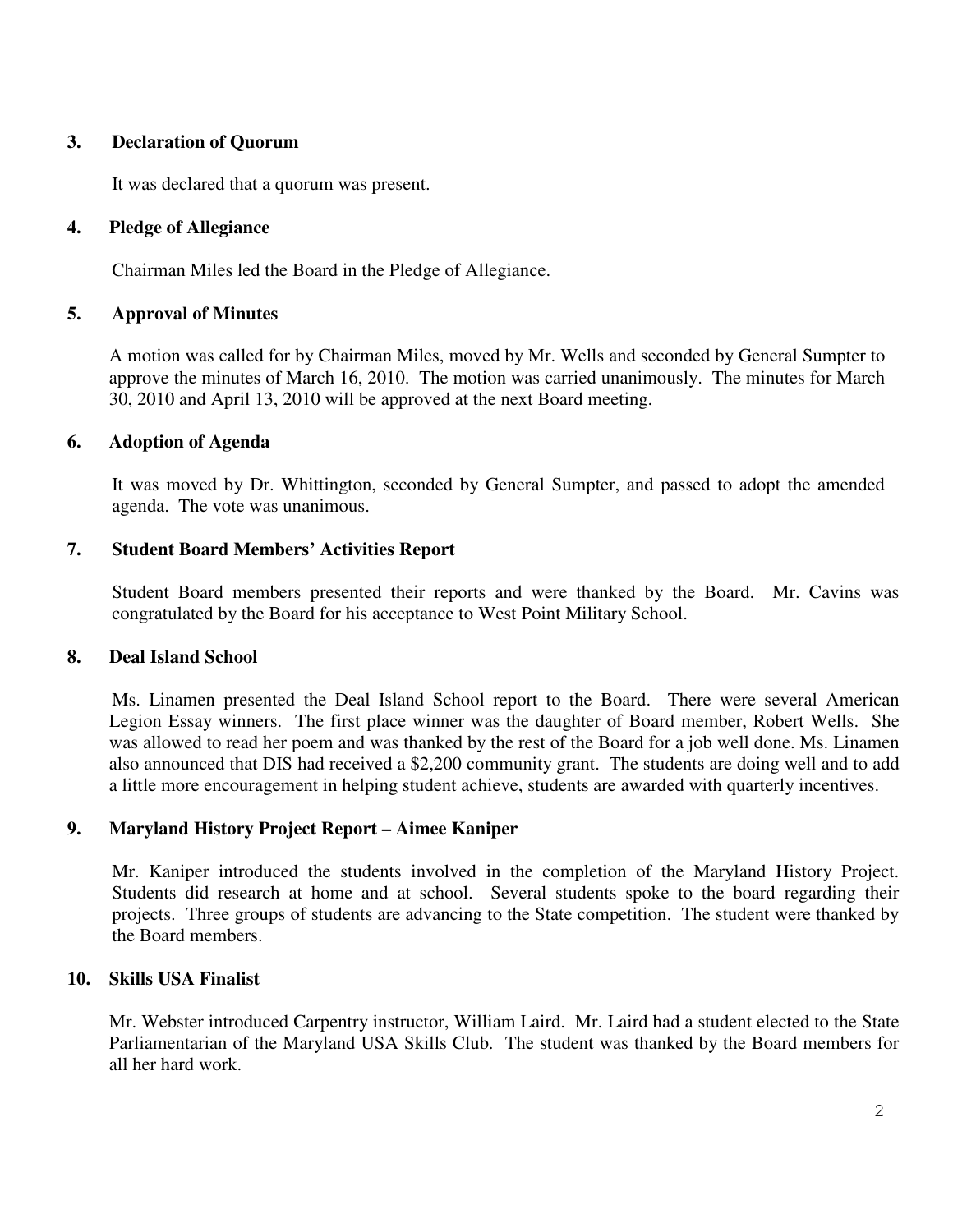### 3. Declaration of Quorum

It was declared that a quorum was present.

### 4. Pledge of Allegiance

Chairman Miles led the Board in the Pledge of Allegiance.

### 5. Approval of Minutes

A motion was called for by Chairman Miles, moved by Mr. Wells and seconded by General Sumpter to approve the minutes of March 16, 2010. The motion was carried unanimously. The minutes for March 30, 2010 and April 13, 2010 will be approved at the next Board meeting.

### 6. Adoption of Agenda

It was moved by Dr. Whittington, seconded by General Sumpter, and passed to adopt the amended agenda. The vote was unanimous.

### 7. Student Board Members' Activities Report

Student Board members presented their reports and were thanked by the Board. Mr. Cavins was congratulated by the Board for his acceptance to West Point Military School.

### 8. Deal Island School

Ms. Linamen presented the Deal Island School report to the Board. There were several American Legion Essay winners. The first place winner was the daughter of Board member, Robert Wells. She was allowed to read her poem and was thanked by the rest of the Board for a job well done. Ms. Linamen also announced that DIS had received a $2,200 community grant. The students are doing well and to add a little more encouragement in helping student achieve, students are awarded with quarterly incentives.

### 9. Maryland History Project Report – Aimee Kaniper

Mr. Kaniper introduced the students involved in the completion of the Maryland History Project. Students did research at home and at school. Several students spoke to the board regarding their projects. Three groups of students are advancing to the State competition. The student were thanked by the Board members.

### 10. Skills USA Finalist

Mr. Webster introduced Carpentry instructor, William Laird. Mr. Laird had a student elected to the State Parliamentarian of the Maryland USA Skills Club. The student was thanked by the Board members for all her hard work.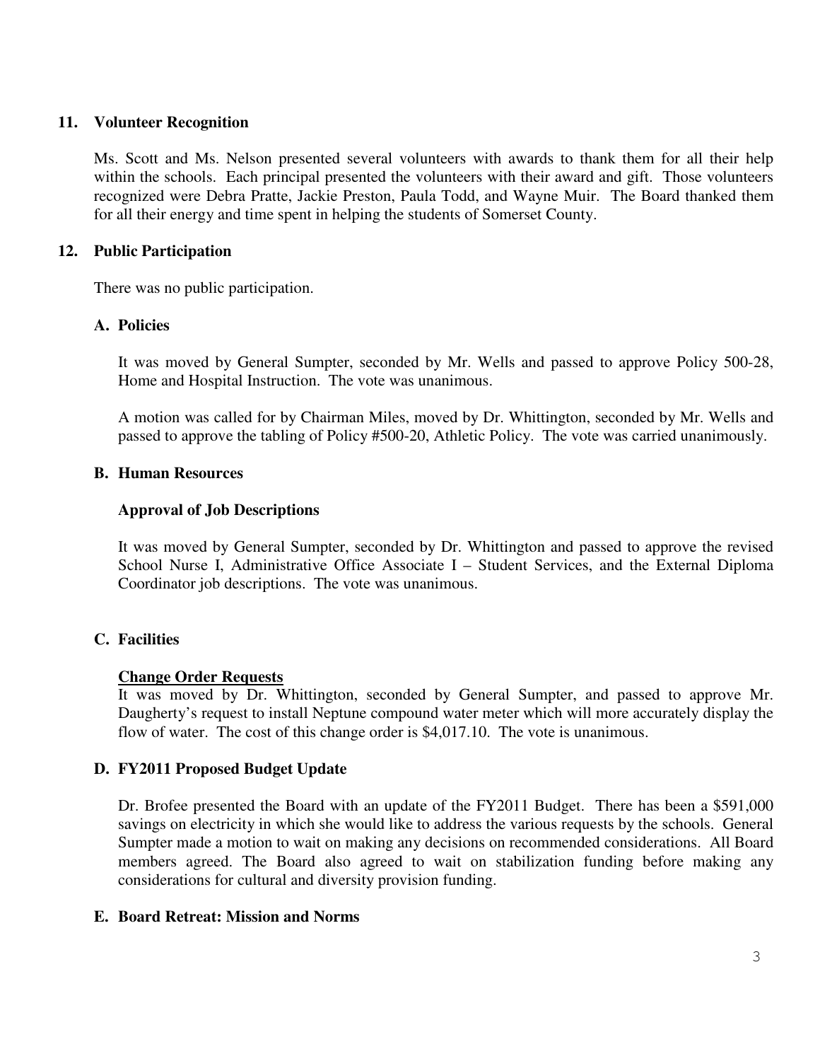## 11. Volunteer Recognition

Ms. Scott and Ms. Nelson presented several volunteers with awards to thank them for all their help within the schools. Each principal presented the volunteers with their award and gift. Those volunteers recognized were Debra Pratte, Jackie Preston, Paula Todd, and Wayne Muir. The Board thanked them for all their energy and time spent in helping the students of Somerset County.

## 12. Public Participation

There was no public participation.

### A. Policies

It was moved by General Sumpter, seconded by Mr. Wells and passed to approve Policy 500-28, Home and Hospital Instruction. The vote was unanimous.

A motion was called for by Chairman Miles, moved by Dr. Whittington, seconded by Mr. Wells and passed to approve the tabling of Policy #500-20, Athletic Policy. The vote was carried unanimously.

### B. Human Resources

**Approval of Job Descriptions**

It was moved by General Sumpter, seconded by Dr. Whittington and passed to approve the revised School Nurse I, Administrative Office Associate I – Student Services, and the External Diploma Coordinator job descriptions. The vote was unanimous.

### C. Facilities

**Change Order Requests**

It was moved by Dr. Whittington, seconded by General Sumpter, and passed to approve Mr. Daugherty's request to install Neptune compound water meter which will more accurately display the flow of water. The cost of this change order is $4,017.10. The vote is unanimous.

### D. FY2011 Proposed Budget Update

Dr. Brofee presented the Board with an update of the FY2011 Budget. There has been a $591,000 savings on electricity in which she would like to address the various requests by the schools. General Sumpter made a motion to wait on making any decisions on recommended considerations. All Board members agreed. The Board also agreed to wait on stabilization funding before making any considerations for cultural and diversity provision funding.

### E. Board Retreat: Mission and Norms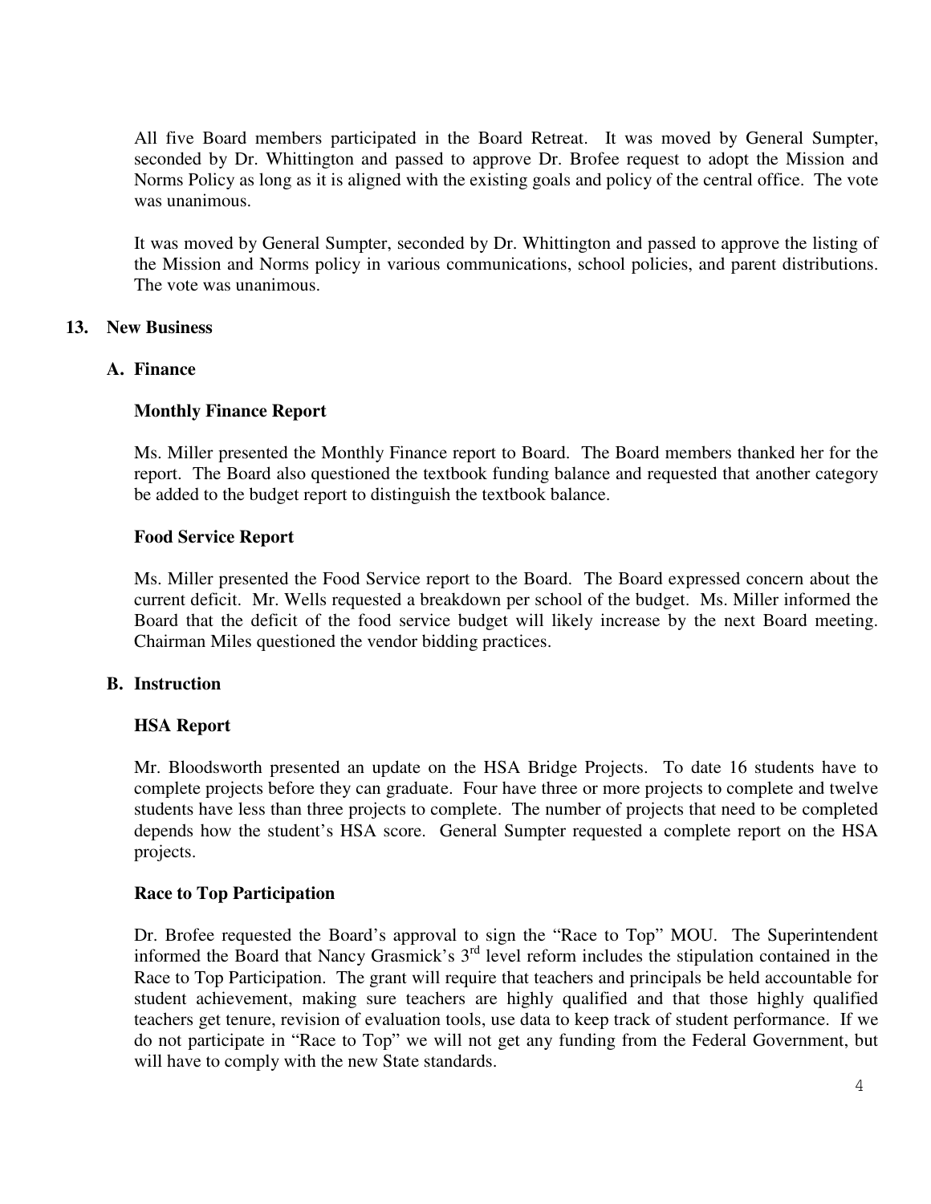All five Board members participated in the Board Retreat. It was moved by General Sumpter, seconded by Dr. Whittington and passed to approve Dr. Brofee request to adopt the Mission and Norms Policy as long as it is aligned with the existing goals and policy of the central office. The vote was unanimous.

It was moved by General Sumpter, seconded by Dr. Whittington and passed to approve the listing of the Mission and Norms policy in various communications, school policies, and parent distributions. The vote was unanimous.

**13. New Business**

**A. Finance**

**Monthly Finance Report**

Ms. Miller presented the Monthly Finance report to Board. The Board members thanked her for the report. The Board also questioned the textbook funding balance and requested that another category be added to the budget report to distinguish the textbook balance.

**Food Service Report**

Ms. Miller presented the Food Service report to the Board. The Board expressed concern about the current deficit. Mr. Wells requested a breakdown per school of the budget. Ms. Miller informed the Board that the deficit of the food service budget will likely increase by the next Board meeting. Chairman Miles questioned the vendor bidding practices.

**B. Instruction**

**HSA Report**

Mr. Bloodsworth presented an update on the HSA Bridge Projects. To date 16 students have to complete projects before they can graduate. Four have three or more projects to complete and twelve students have less than three projects to complete. The number of projects that need to be completed depends how the student's HSA score. General Sumpter requested a complete report on the HSA projects.

**Race to Top Participation**

Dr. Brofee requested the Board's approval to sign the "Race to Top" MOU. The Superintendent informed the Board that Nancy Grasmick's 3rd level reform includes the stipulation contained in the Race to Top Participation. The grant will require that teachers and principals be held accountable for student achievement, making sure teachers are highly qualified and that those highly qualified teachers get tenure, revision of evaluation tools, use data to keep track of student performance. If we do not participate in "Race to Top" we will not get any funding from the Federal Government, but will have to comply with the new State standards.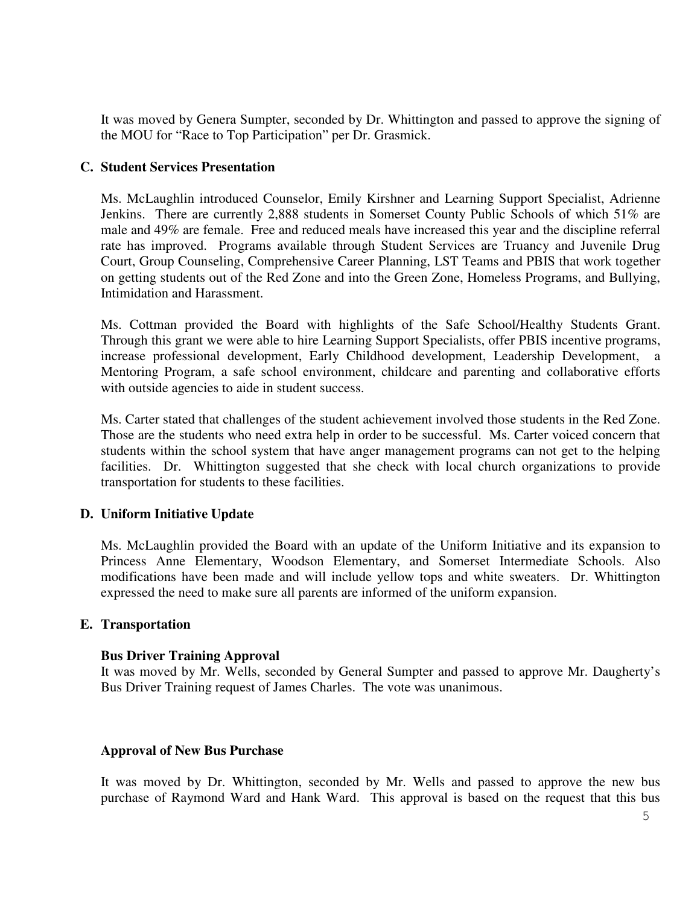It was moved by Genera Sumpter, seconded by Dr. Whittington and passed to approve the signing of the MOU for "Race to Top Participation" per Dr. Grasmick.

### C. Student Services Presentation

Ms. McLaughlin introduced Counselor, Emily Kirshner and Learning Support Specialist, Adrienne Jenkins. There are currently 2,888 students in Somerset County Public Schools of which 51% are male and 49% are female. Free and reduced meals have increased this year and the discipline referral rate has improved. Programs available through Student Services are Truancy and Juvenile Drug Court, Group Counseling, Comprehensive Career Planning, LST Teams and PBIS that work together on getting students out of the Red Zone and into the Green Zone, Homeless Programs, and Bullying, Intimidation and Harassment.

Ms. Cottman provided the Board with highlights of the Safe School/Healthy Students Grant. Through this grant we were able to hire Learning Support Specialists, offer PBIS incentive programs, increase professional development, Early Childhood development, Leadership Development, a Mentoring Program, a safe school environment, childcare and parenting and collaborative efforts with outside agencies to aide in student success.

Ms. Carter stated that challenges of the student achievement involved those students in the Red Zone. Those are the students who need extra help in order to be successful. Ms. Carter voiced concern that students within the school system that have anger management programs can not get to the helping facilities. Dr. Whittington suggested that she check with local church organizations to provide transportation for students to these facilities.

### D. Uniform Initiative Update

Ms. McLaughlin provided the Board with an update of the Uniform Initiative and its expansion to Princess Anne Elementary, Woodson Elementary, and Somerset Intermediate Schools. Also modifications have been made and will include yellow tops and white sweaters. Dr. Whittington expressed the need to make sure all parents are informed of the uniform expansion.

### E. Transportation

**Bus Driver Training Approval**

It was moved by Mr. Wells, seconded by General Sumpter and passed to approve Mr. Daugherty's Bus Driver Training request of James Charles. The vote was unanimous.

**Approval of New Bus Purchase**

It was moved by Dr. Whittington, seconded by Mr. Wells and passed to approve the new bus purchase of Raymond Ward and Hank Ward. This approval is based on the request that this bus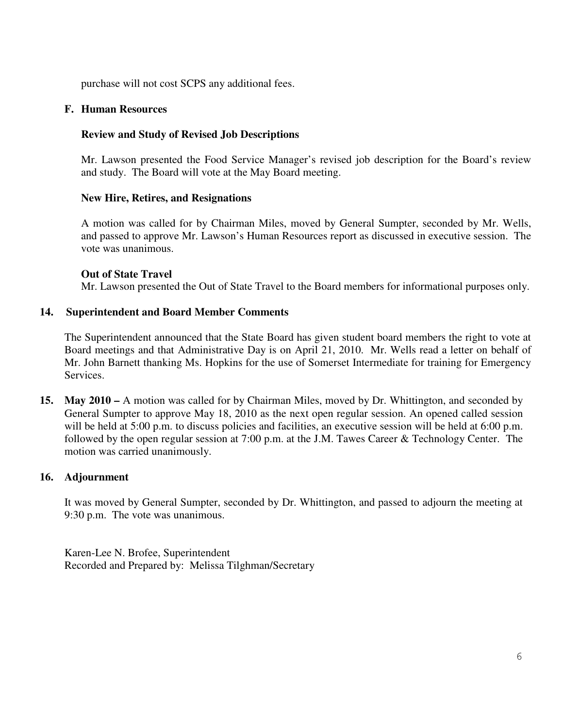purchase will not cost SCPS any additional fees.

### F. Human Resources

**Review and Study of Revised Job Descriptions**

Mr. Lawson presented the Food Service Manager's revised job description for the Board's review and study. The Board will vote at the May Board meeting.

**New Hire, Retires, and Resignations**

A motion was called for by Chairman Miles, moved by General Sumpter, seconded by Mr. Wells, and passed to approve Mr. Lawson's Human Resources report as discussed in executive session. The vote was unanimous.

**Out of State Travel**

Mr. Lawson presented the Out of State Travel to the Board members for informational purposes only.

## 14. Superintendent and Board Member Comments

The Superintendent announced that the State Board has given student board members the right to vote at Board meetings and that Administrative Day is on April 21, 2010. Mr. Wells read a letter on behalf of Mr. John Barnett thanking Ms. Hopkins for the use of Somerset Intermediate for training for Emergency Services.

**15. May 2010 –** A motion was called for by Chairman Miles, moved by Dr. Whittington, and seconded by General Sumpter to approve May 18, 2010 as the next open regular session. An opened called session will be held at 5:00 p.m. to discuss policies and facilities, an executive session will be held at 6:00 p.m. followed by the open regular session at 7:00 p.m. at the J.M. Tawes Career & Technology Center. The motion was carried unanimously.

## 16. Adjournment

It was moved by General Sumpter, seconded by Dr. Whittington, and passed to adjourn the meeting at 9:30 p.m. The vote was unanimous.

Karen-Lee N. Brofee, Superintendent
Recorded and Prepared by: Melissa Tilghman/Secretary